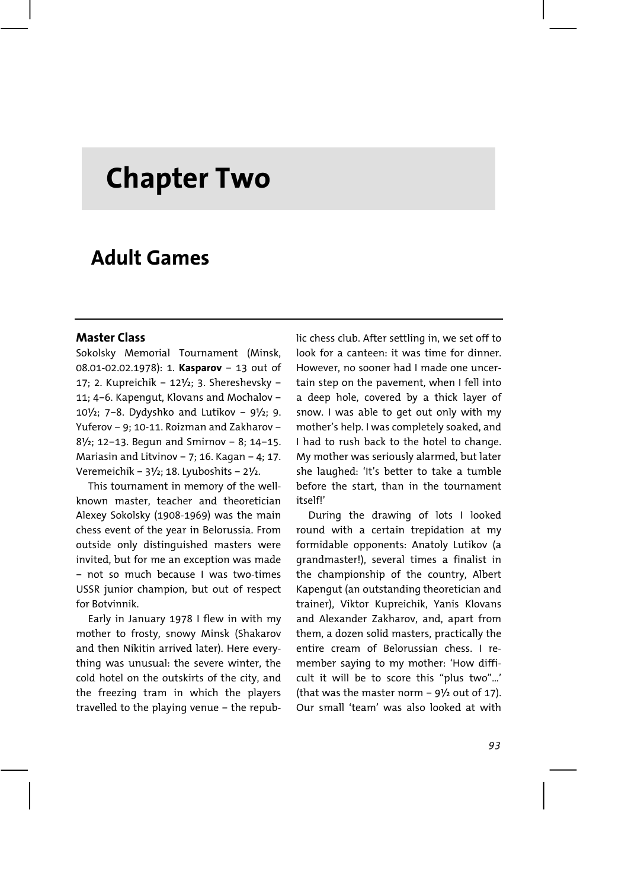# Chapter Two

## Adult Games

### Master Class

Sokolsky Memorial Tournament (Minsk, 08.01-02.02.1978): 1. **Kasparov** – 13 out of 17; 2. Kupreichik – 12½; 3. Shereshevsky – 11; 4–6. Kapengut, Klovans and Mochalov – 10½; 7–8. Dydyshko and Lutikov – 9½; 9. Yuferov – 9; 10-11. Roizman and Zakharov – 8½; 12–13. Begun and Smirnov – 8; 14–15. Mariasin and Litvinov – 7; 16. Kagan – 4; 17. Veremeichik – 3½; 18. Lyuboshits – 2½.

This tournament in memory of the well-known master, teacher and theoretician Alexey Sokolsky (1908-1969) was the main chess event of the year in Belorussia. From outside only distinguished masters were invited, but for me an exception was made – not so much because I was two-times USSR junior champion, but out of respect for Botvinnik.

Early in January 1978 I flew in with my mother to frosty, snowy Minsk (Shakarov and then Nikitin arrived later). Here everything was unusual: the severe winter, the cold hotel on the outskirts of the city, and the freezing tram in which the players travelled to the playing venue – the republic chess club. After settling in, we set off to look for a canteen: it was time for dinner. However, no sooner had I made one uncertain step on the pavement, when I fell into a deep hole, covered by a thick layer of snow. I was able to get out only with my mother's help. I was completely soaked, and I had to rush back to the hotel to change. My mother was seriously alarmed, but later she laughed: 'It's better to take a tumble before the start, than in the tournament itself!'

During the drawing of lots I looked round with a certain trepidation at my formidable opponents: Anatoly Lutikov (a grandmaster!), several times a finalist in the championship of the country, Albert Kapengut (an outstanding theoretician and trainer), Viktor Kupreichik, Yanis Klovans and Alexander Zakharov, and, apart from them, a dozen solid masters, practically the entire cream of Belorussian chess. I remember saying to my mother: 'How difficult it will be to score this "plus two"...' (that was the master norm – 9½ out of 17). Our small 'team' was also looked at with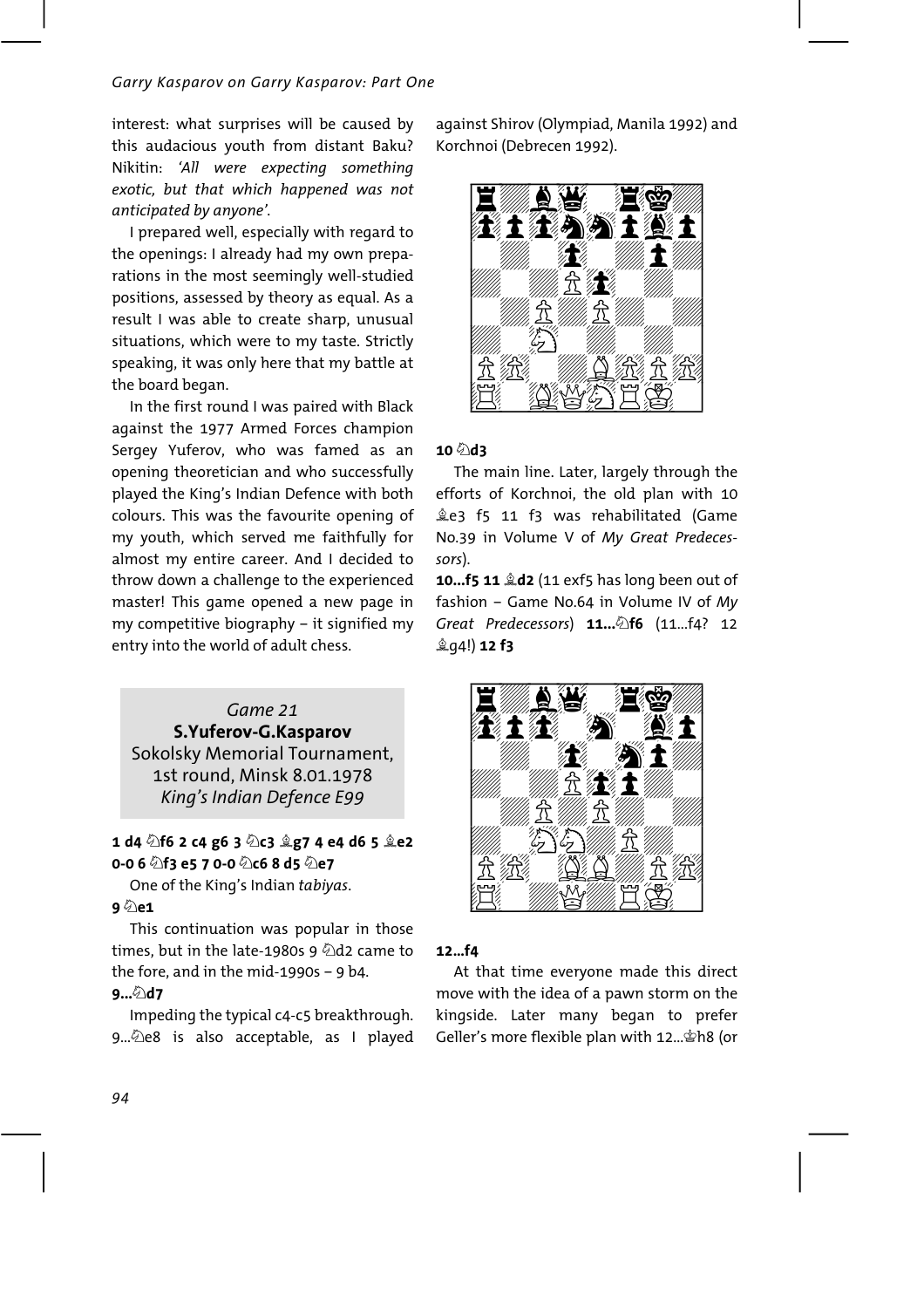interest: what surprises will be caused by this audacious youth from distant Baku? Nikitin: *'All were expecting something exotic, but that which happened was not anticipated by anyone'.*

I prepared well, especially with regard to the openings: I already had my own preparations in the most seemingly well-studied positions, assessed by theory as equal. As a result I was able to create sharp, unusual situations, which were to my taste. Strictly speaking, it was only here that my battle at the board began.

In the first round I was paired with Black against the 1977 Armed Forces champion Sergey Yuferov, who was famed as an opening theoretician and who successfully played the King's Indian Defence with both colours. This was the favourite opening of my youth, which served me faithfully for almost my entire career. And I decided to throw down a challenge to the experienced master! This game opened a new page in my competitive biography – it signified my entry into the world of adult chess.

*Game 21*
**S.Yuferov-G.Kasparov**
Sokolsky Memorial Tournament, 1st round, Minsk 8.01.1978
*King's Indian Defence E99*

**1 d4 ♘f6 2 c4 g6 3 ♘c3 ♗g7 4 e4 d6 5 ♗e2 0-0 6 ♘f3 e5 7 0-0 ♘c6 8 d5 ♘e7**

One of the King's Indian *tabiyas*.

**9 ♘e1**

This continuation was popular in those times, but in the late-1980s 9 ♘d2 came to the fore, and in the mid-1990s – 9 b4.

**9...♘d7**

Impeding the typical c4-c5 breakthrough. 9...♘e8 is also acceptable, as I played against Shirov (Olympiad, Manila 1992) and Korchnoi (Debrecen 1992).

**10 ♘d3**

The main line. Later, largely through the efforts of Korchnoi, the old plan with 10 ♗e3 f5 11 f3 was rehabilitated (Game No.39 in Volume V of *My Great Predecessors*).

**10...f5 11 ♗d2** (11 exf5 has long been out of fashion – Game No.64 in Volume IV of *My Great Predecessors*) **11...♘f6** (11...f4? 12 ♗g4!) **12 f3**

**12...f4**

At that time everyone made this direct move with the idea of a pawn storm on the kingside. Later many began to prefer Geller's more flexible plan with 12...♔h8 (or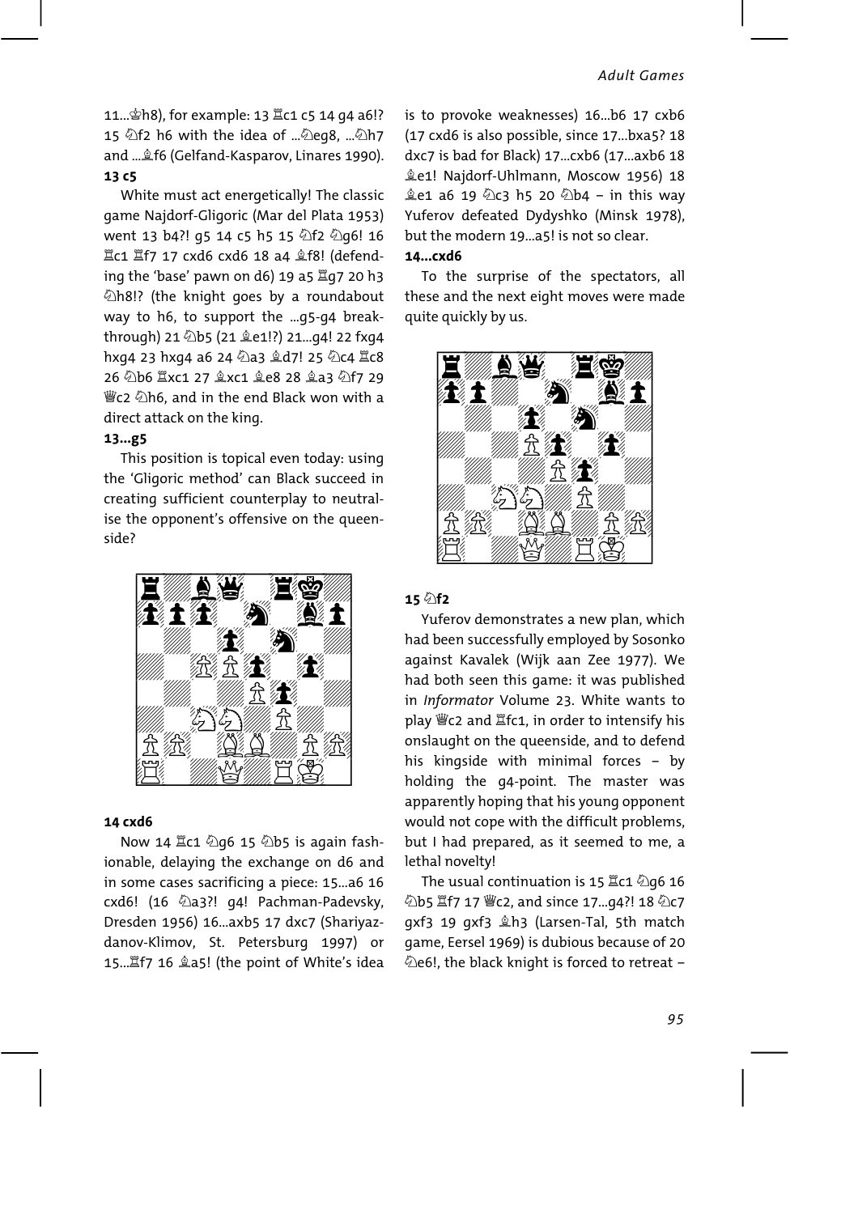11...♔h8), for example: 13 ♖c1 c5 14 g4 a6!? 15 ♘f2 h6 with the idea of ...♘eg8, ...♘h7 and ...♗f6 (Gelfand-Kasparov, Linares 1990).

**13 c5**

White must act energetically! The classic game Najdorf-Gligoric (Mar del Plata 1953) went 13 b4?! g5 14 c5 h5 15 ♘f2 ♘g6! 16 ♖c1 ♖f7 17 cxd6 cxd6 18 a4 ♗f8! (defending the 'base' pawn on d6) 19 a5 ♖g7 20 h3 ♘h8!? (the knight goes by a roundabout way to h6, to support the ...g5-g4 breakthrough) 21 ♘b5 (21 ♗e1!?) 21...g4! 22 fxg4 hxg4 23 hxg4 a6 24 ♘a3 ♗d7! 25 ♘c4 ♖c8 26 ♘b6 ♖xc1 27 ♗xc1 ♗e8 28 ♗a3 ♘f7 29 ♕c2 ♘h6, and in the end Black won with a direct attack on the king.

**13...g5**

This position is topical even today: using the 'Gligoric method' can Black succeed in creating sufficient counterplay to neutralise the opponent's offensive on the queenside?

**14 cxd6**

Now 14 ♖c1 ♘g6 15 ♘b5 is again fashionable, delaying the exchange on d6 and in some cases sacrificing a piece: 15...a6 16 cxd6! (16 ♘a3?! g4! Pachman-Padevsky, Dresden 1956) 16...axb5 17 dxc7 (Shariyazdanov-Klimov, St. Petersburg 1997) or 15...♖f7 16 ♗a5! (the point of White's idea is to provoke weaknesses) 16...b6 17 cxb6 (17 cxd6 is also possible, since 17...bxa5? 18 dxc7 is bad for Black) 17...cxb6 (17...axb6 18 ♗e1! Najdorf-Uhlmann, Moscow 1956) 18 ♗e1 a6 19 ♘c3 h5 20 ♘b4 – in this way Yuferov defeated Dydyshko (Minsk 1978), but the modern 19...a5! is not so clear.

**14...cxd6**

To the surprise of the spectators, all these and the next eight moves were made quite quickly by us.

**15 ♘f2**

Yuferov demonstrates a new plan, which had been successfully employed by Sosonko against Kavalek (Wijk aan Zee 1977). We had both seen this game: it was published in *Informator* Volume 23. White wants to play ♕c2 and ♖fc1, in order to intensify his onslaught on the queenside, and to defend his kingside with minimal forces – by holding the g4-point. The master was apparently hoping that his young opponent would not cope with the difficult problems, but I had prepared, as it seemed to me, a lethal novelty!

The usual continuation is 15 ♖c1 ♘g6 16 ♘b5 ♖f7 17 ♕c2, and since 17...g4?! 18 ♘c7 gxf3 19 gxf3 ♗h3 (Larsen-Tal, 5th match game, Eersel 1969) is dubious because of 20 ♘e6!, the black knight is forced to retreat –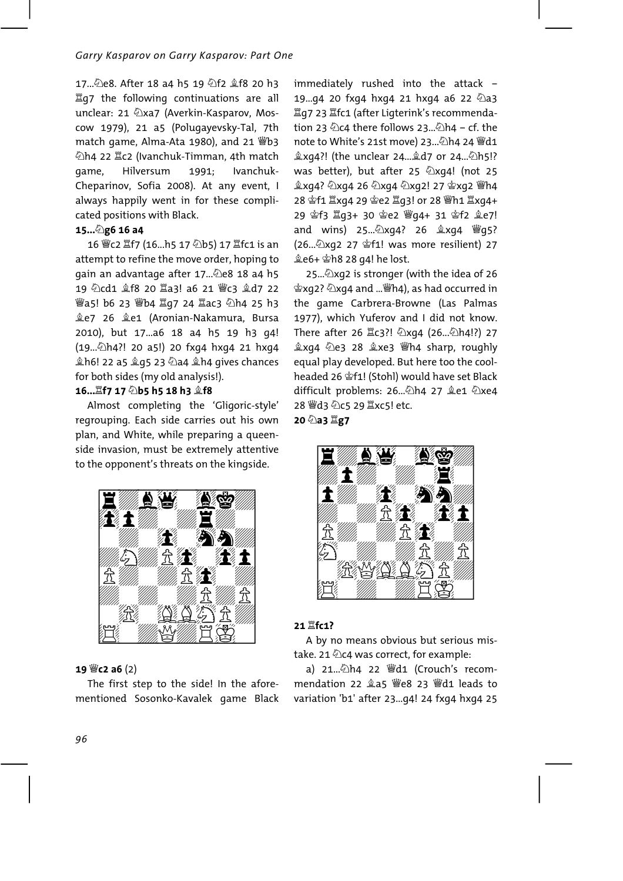17...♘e8. After 18 a4 h5 19 ♘f2 ♗f8 20 h3 ♖g7 the following continuations are all unclear: 21 ♘xa7 (Averkin-Kasparov, Moscow 1979), 21 a5 (Polugayevsky-Tal, 7th match game, Alma-Ata 1980), and 21 ♕b3 ♘h4 22 ♖c2 (Ivanchuk-Timman, 4th match game, Hilversum 1991; Ivanchuk-Cheparinov, Sofia 2008). At any event, I always happily went in for these complicated positions with Black.

**15...♘g6 16 a4**

16 ♕c2 ♖f7 (16...h5 17 ♘b5) 17 ♖fc1 is an attempt to refine the move order, hoping to gain an advantage after 17...♘e8 18 a4 h5 19 ♘cd1 ♗f8 20 ♖a3! a6 21 ♕c3 ♗d7 22 ♕a5! b6 23 ♕b4 ♖g7 24 ♖ac3 ♘h4 25 h3 ♗e7 26 ♗e1 (Aronian-Nakamura, Bursa 2010), but 17...a6 18 a4 h5 19 h3 g4! (19...♘h4?! 20 a5!) 20 fxg4 hxg4 21 hxg4 ♗h6! 22 a5 ♗g5 23 ♘a4 ♗h4 gives chances for both sides (my old analysis!).

**16...♖f7 17 ♘b5 h5 18 h3 ♗f8**

Almost completing the 'Gligoric-style' regrouping. Each side carries out his own plan, and White, while preparing a queenside invasion, must be extremely attentive to the opponent's threats on the kingside.

**19 ♕c2 a6** (2)

The first step to the side! In the aforementioned Sosonko-Kavalek game Black immediately rushed into the attack – 19...g4 20 fxg4 hxg4 21 hxg4 a6 22 ♘a3 ♖g7 23 ♖fc1 (after Ligterink's recommendation 23 ♘c4 there follows 23...♘h4 – cf. the note to White's 21st move) 23...♘h4 24 ♕d1 ♗xg4?! (the unclear 24...♗d7 or 24...♘h5!? was better), but after 25 ♘xg4! (not 25 ♗xg4? ♘xg4 26 ♘xg4 ♘xg2! 27 ♔xg2 ♕h4 28 ♔f1 ♖xg4 29 ♔e2 ♖g3! or 28 ♕h1 ♖xg4+ 29 ♔f3 ♖g3+ 30 ♔e2 ♕g4+ 31 ♔f2 ♗e7! and wins) 25...♘xg4? 26 ♗xg4 ♕g5? (26...♘xg2 27 ♔f1! was more resilient) 27 ♗e6+ ♔h8 28 g4! he lost.

25...♘xg2 is stronger (with the idea of 26 ♔xg2? ♘xg4 and ...♕h4), as had occurred in the game Carbrera-Browne (Las Palmas 1977), which Yuferov and I did not know. There after 26 ♖c3?! ♘xg4 (26...♘h4!?) 27 ♗xg4 ♘e3 28 ♗xe3 ♕h4 sharp, roughly equal play developed. But here too the cool-headed 26 ♔f1! (Stohl) would have set Black difficult problems: 26...♘h4 27 ♗e1 ♘xe4 28 ♕d3 ♘c5 29 ♖xc5! etc.

**20 ♘a3 ♖g7**

**21 ♖fc1?**

A by no means obvious but serious mistake. 21 ♘c4 was correct, for example:

a) 21...♘h4 22 ♕d1 (Crouch's recommendation 22 ♗a5 ♕e8 23 ♕d1 leads to variation 'b1' after 23...g4! 24 fxg4 hxg4 25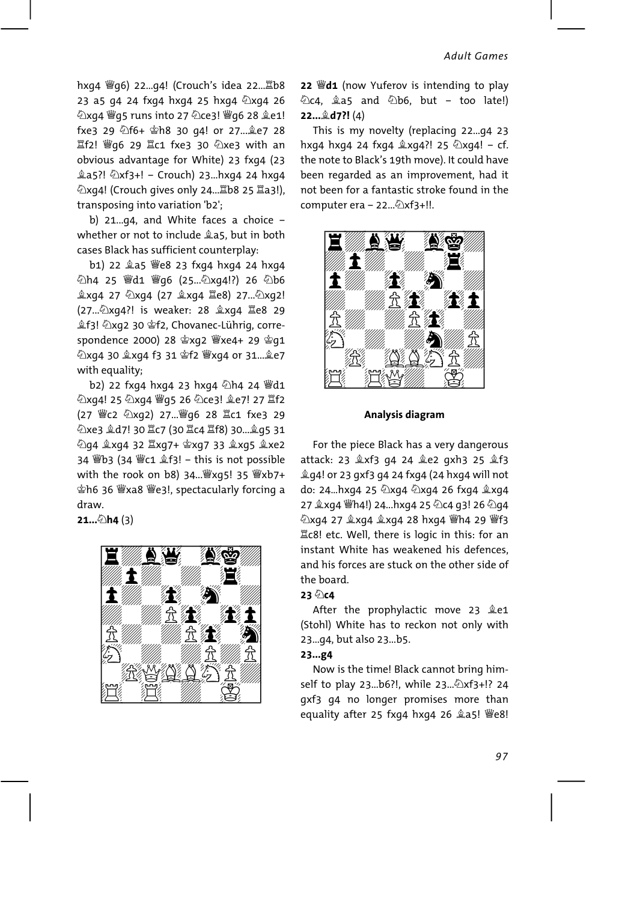hxg4 ♕g6) 22...g4! (Crouch's idea 22...♖b8 23 a5 g4 24 fxg4 hxg4 25 hxg4 ♘xg4 26 ♘xg4 ♕g5 runs into 27 ♘ce3! ♕g6 28 ♗e1! fxe3 29 ♘f6+ ♔h8 30 g4! or 27...♗e7 28 ♖f2! ♕g6 29 ♖c1 fxe3 30 ♘xe3 with an obvious advantage for White) 23 fxg4 (23 ♗a5?! ♘xf3+! – Crouch) 23...hxg4 24 hxg4 ♘xg4! (Crouch gives only 24...♖b8 25 ♖a3!), transposing into variation 'b2';

b) 21...g4, and White faces a choice – whether or not to include ♗a5, but in both cases Black has sufficient counterplay:

b1) 22 ♗a5 ♕e8 23 fxg4 hxg4 24 hxg4 ♘h4 25 ♕d1 ♕g6 (25...♘xg4!?) 26 ♘b6 ♗xg4 27 ♘xg4 (27 ♗xg4 ♖e8) 27...♘xg2! (27...♘xg4?! is weaker: 28 ♗xg4 ♖e8 29 ♗f3! ♘xg2 30 ♔f2, Chovanec-Lührig, correspondence 2000) 28 ♔xg2 ♕xe4+ 29 ♔g1 ♘xg4 30 ♗xg4 f3 31 ♔f2 ♕xg4 or 31...♗e7 with equality;

b2) 22 fxg4 hxg4 23 hxg4 ♘h4 24 ♕d1 ♘xg4! 25 ♘xg4 ♕g5 26 ♘ce3! ♗e7! 27 ♖f2 (27 ♕c2 ♘xg2) 27...♕g6 28 ♖c1 fxe3 29 ♘xe3 ♗d7! 30 ♖c7 (30 ♖c4 ♖f8) 30...♗g5 31 ♘g4 ♗xg4 32 ♖xg7+ ♔xg7 33 ♗xg5 ♗xe2 34 ♕b3 (34 ♕c1 ♗f3! – this is not possible with the rook on b8) 34...♕xg5! 35 ♕xb7+ ♔h6 36 ♕xa8 ♕e3!, spectacularly forcing a draw.

**21...♘h4** (3)

**22 ♕d1** (now Yuferov is intending to play ♘c4, ♗a5 and ♘b6, but – too late!) **22...♗d7?!** (4)

This is my novelty (replacing 22...g4 23 hxg4 hxg4 24 fxg4 ♗xg4?! 25 ♘xg4! – cf. the note to Black's 19th move). It could have been regarded as an improvement, had it not been for a fantastic stroke found in the computer era – 22...♘xf3+!!.

Analysis diagram

For the piece Black has a very dangerous attack: 23 ♗xf3 g4 24 ♗e2 gxh3 25 ♗f3 ♗g4! or 23 gxf3 g4 24 fxg4 (24 hxg4 will not do: 24...hxg4 25 ♘xg4 ♘xg4 26 fxg4 ♗xg4 27 ♗xg4 ♕h4!) 24...hxg4 25 ♘c4 g3! 26 ♘g4 ♘xg4 27 ♗xg4 ♗xg4 28 hxg4 ♕h4 29 ♕f3 ♖c8! etc. Well, there is logic in this: for an instant White has weakened his defences, and his forces are stuck on the other side of the board.

**23 ♘c4**

After the prophylactic move 23 ♗e1 (Stohl) White has to reckon not only with 23...g4, but also 23...b5.

**23...g4**

Now is the time! Black cannot bring himself to play 23...b6?!, while 23...♘xf3+!? 24 gxf3 g4 no longer promises more than equality after 25 fxg4 hxg4 26 ♗a5! ♕e8!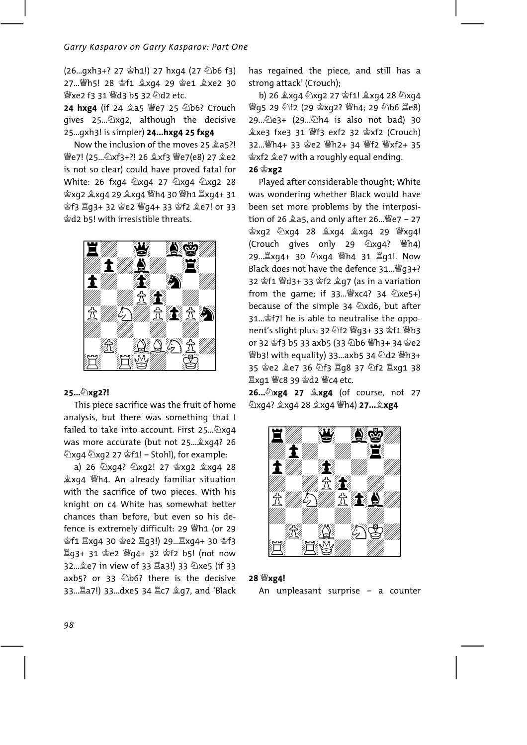(26...gxh3+? 27 ♔h1!) 27 hxg4 (27 ♘b6 f3) 27...♛h5! 28 ♔f1 ♝xg4 29 ♔e1 ♝xe2 30 ♕xe2 f3 31 ♕d3 b5 32 ♘d2 etc.

**24 hxg4** (if 24 ♗a5 ♛e7 25 ♘b6? Crouch gives 25...♞xg2, although the decisive 25...gxh3! is simpler) **24...hxg4 25 fxg4**

Now the inclusion of the moves 25 ♗a5?! ♛e7! (25...♞xf3+?! 26 ♗xf3 ♛e7(e8) 27 ♗e2 is not so clear) could have proved fatal for White: 26 fxg4 ♞xg4 27 ♘xg4 ♞xg2 28 ♔xg2 ♝xg4 29 ♗xg4 ♛h4 30 ♕h1 ♜xg4+ 31 ♔f3 ♜g3+ 32 ♔e2 ♛g4+ 33 ♔f2 ♝e7! or 33 ♔d2 b5! with irresistible threats.

**25...♞xg2?!**

This piece sacrifice was the fruit of home analysis, but there was something that I failed to take into account. First 25...♞xg4 was more accurate (but not 25...♝xg4? 26 ♘xg4 ♞xg2 27 ♔f1! – Stohl), for example:

a) 26 ♘xg4? ♞xg2! 27 ♔xg2 ♝xg4 28 ♗xg4 ♛h4. An already familiar situation with the sacrifice of two pieces. With his knight on c4 White has somewhat better chances than before, but even so his defence is extremely difficult: 29 ♕h1 (or 29 ♔f1 ♜xg4 30 ♔e2 ♜g3!) 29...♜xg4+ 30 ♔f3 ♜g3+ 31 ♔e2 ♛g4+ 32 ♔f2 b5! (not now 32...♝e7 in view of 33 ♖a3!) 33 ♘xe5 (if 33 axb5? or 33 ♘b6? there is the decisive 33...♜a7!) 33...dxe5 34 ♖c7 ♝g7, and 'Black has regained the piece, and still has a strong attack' (Crouch);

b) 26 ♗xg4 ♞xg2 27 ♔f1! ♝xg4 28 ♘xg4 ♛g5 29 ♘f2 (29 ♔xg2? ♛h4; 29 ♘b6 ♜e8) 29...♞e3+ (29...♞h4 is also not bad) 30 ♗xe3 fxe3 31 ♕f3 exf2 32 ♔xf2 (Crouch) 32...♛h4+ 33 ♔e2 ♛h2+ 34 ♕f2 ♛xf2+ 35 ♔xf2 ♝e7 with a roughly equal ending.

**26 ♔xg2**

Played after considerable thought; White was wondering whether Black would have been set more problems by the interposition of 26 ♗a5, and only after 26...♛e7 – 27 ♔xg2 ♘xg4 28 ♗xg4 ♝xg4 29 ♕xg4! (Crouch gives only 29 ♘xg4? ♛h4) 29...♜xg4+ 30 ♘xg4 ♛h4 31 ♖g1!. Now Black does not have the defence 31...♛g3+? 32 ♔f1 ♛d3+ 33 ♔f2 ♝g7 (as in a variation from the game; if 33...♛xc4? 34 ♘xe5+) because of the simple 34 ♘xd6, but after 31...♚f7! he is able to neutralise the opponent's slight plus: 32 ♘f2 ♛g3+ 33 ♔f1 ♛b3 or 32 ♔f3 b5 33 axb5 (33 ♘b6 ♛h3+ 34 ♔e2 ♛b3! with equality) 33...axb5 34 ♘d2 ♛h3+ 35 ♔e2 ♝e7 36 ♘f3 ♜g8 37 ♘f2 ♜xg1 38 ♖xg1 ♛c8 39 ♔d2 ♛c4 etc.

**26...♞xg4 27 ♗xg4** (of course, not 27 ♘xg4? ♝xg4 28 ♗xg4 ♛h4) **27...♝xg4**

**28 ♕xg4!**

An unpleasant surprise – a counter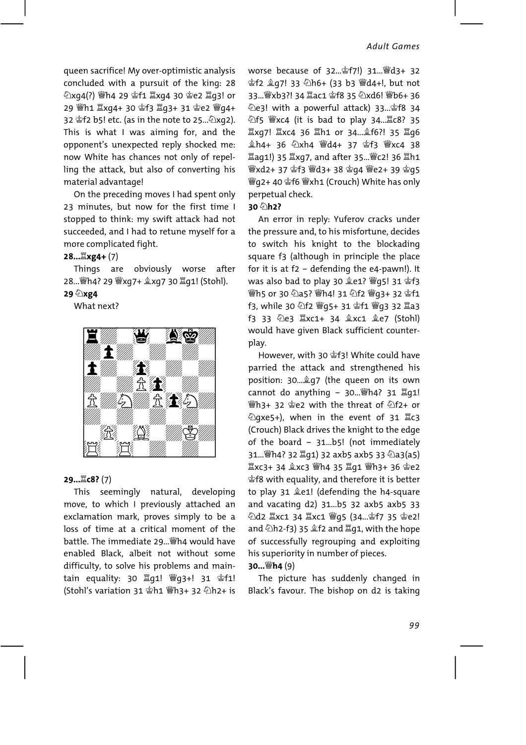queen sacrifice! My over-optimistic analysis concluded with a pursuit of the king: 28 ♘xg4(?) ♕h4 29 ♔f1 ♖xg4 30 ♔e2 ♖g3! or 29 ♕h1 ♖xg4+ 30 ♔f3 ♖g3+ 31 ♔e2 ♕g4+ 32 ♔f2 b5! etc. (as in the note to 25...♘xg2). This is what I was aiming for, and the opponent's unexpected reply shocked me: now White has chances not only of repelling the attack, but also of converting his material advantage!

On the preceding moves I had spent only 23 minutes, but now for the first time I stopped to think: my swift attack had not succeeded, and I had to retune myself for a more complicated fight.

**28...♖xg4+** (7)

Things are obviously worse after 28...♕h4? 29 ♕xg7+ ♗xg7 30 ♖g1! (Stohl).

**29 ♘xg4**

What next?

**29...♖c8?** (7)

This seemingly natural, developing move, to which I previously attached an exclamation mark, proves simply to be a loss of time at a critical moment of the battle. The immediate 29...♕h4 would have enabled Black, albeit not without some difficulty, to solve his problems and maintain equality: 30 ♖g1! ♕g3+! 31 ♔f1! (Stohl's variation 31 ♔h1 ♕h3+ 32 ♘h2+ is worse because of 32...♔f7!) 31...♕d3+ 32 ♔f2 ♗g7! 33 ♘h6+ (33 b3 ♕d4+!, but not 33...♕xb3?! 34 ♖ac1 ♔f8 35 ♘xd6! ♕b6+ 36 ♘e3! with a powerful attack) 33...♔f8 34 ♘f5 ♕xc4 (it is bad to play 34...♖c8? 35 ♖xg7! ♖xc4 36 ♖h1 or 34...♗f6?! 35 ♖g6 ♗h4+ 36 ♘xh4 ♕d4+ 37 ♔f3 ♕xc4 38 ♖ag1!) 35 ♖xg7, and after 35...♕c2! 36 ♖h1 ♕xd2+ 37 ♔f3 ♕d3+ 38 ♔g4 ♕e2+ 39 ♔g5 ♕g2+ 40 ♔f6 ♕xh1 (Crouch) White has only perpetual check.

**30 ♘h2?**

An error in reply: Yuferov cracks under the pressure and, to his misfortune, decides to switch his knight to the blockading square f3 (although in principle the place for it is at f2 – defending the e4-pawn!). It was also bad to play 30 ♗e1? ♕g5! 31 ♔f3 ♕h5 or 30 ♘a5? ♕h4! 31 ♘f2 ♕g3+ 32 ♔f1 f3, while 30 ♘f2 ♕g5+ 31 ♔f1 ♕g3 32 ♖a3 f3 33 ♘e3 ♖xc1+ 34 ♗xc1 ♗e7 (Stohl) would have given Black sufficient counterplay.

However, with 30 ♔f3! White could have parried the attack and strengthened his position: 30...♗g7 (the queen on its own cannot do anything – 30...♕h4? 31 ♖g1! ♕h3+ 32 ♔e2 with the threat of ♘f2+ or ♘gxe5+), when in the event of 31 ♖c3 (Crouch) Black drives the knight to the edge of the board – 31...b5! (not immediately 31...♕h4? 32 ♖g1) 32 axb5 axb5 33 ♘a3(a5) ♖xc3+ 34 ♗xc3 ♕h4 35 ♖g1 ♕h3+ 36 ♔e2 ♔f8 with equality, and therefore it is better to play 31 ♗e1! (defending the h4-square and vacating d2) 31...b5 32 axb5 axb5 33 ♘d2 ♖xc1 34 ♖xc1 ♕g5 (34...♔f7 35 ♔e2! and ♘h2-f3) 35 ♗f2 and ♖g1, with the hope of successfully regrouping and exploiting his superiority in number of pieces.

**30...♕h4** (9)

The picture has suddenly changed in Black's favour. The bishop on d2 is taking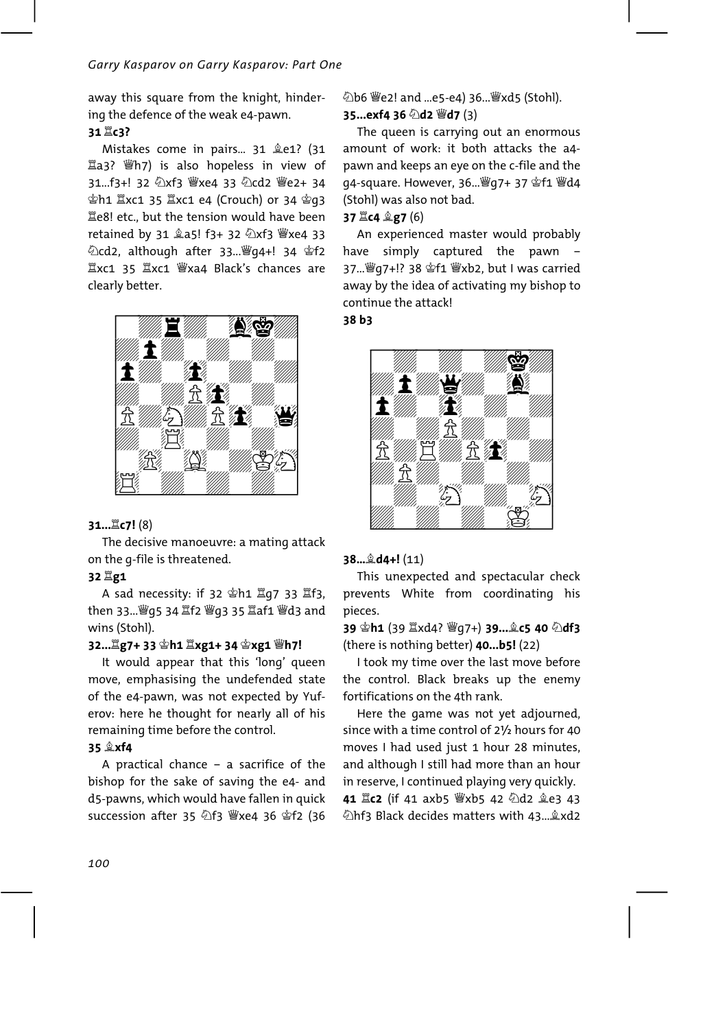away this square from the knight, hindering the defence of the weak e4-pawn.

**31 ♖c3?**

Mistakes come in pairs... 31 ♗e1? (31 ♖a3? ♕h7) is also hopeless in view of 31...f3+! 32 ♘xf3 ♕xe4 33 ♘cd2 ♕e2+ 34 ♔h1 ♖xc1 35 ♖xc1 e4 (Crouch) or 34 ♔g3 ♖e8! etc., but the tension would have been retained by 31 ♗a5! f3+ 32 ♘xf3 ♕xe4 33 ♘cd2, although after 33...♕g4+! 34 ♔f2 ♖xc1 35 ♖xc1 ♕xa4 Black's chances are clearly better.

**31...♖c7!** (8)

The decisive manoeuvre: a mating attack on the g-file is threatened.

**32 ♖g1**

A sad necessity: if 32 ♔h1 ♖g7 33 ♖f3, then 33...♕g5 34 ♖f2 ♕g3 35 ♖af1 ♕d3 and wins (Stohl).

**32...♖g7+ 33 ♔h1 ♖xg1+ 34 ♔xg1 ♕h7!**

It would appear that this 'long' queen move, emphasising the undefended state of the e4-pawn, was not expected by Yuferov: here he thought for nearly all of his remaining time before the control.

**35 ♗xf4**

A practical chance – a sacrifice of the bishop for the sake of saving the e4- and d5-pawns, which would have fallen in quick succession after 35 ♘f3 ♕xe4 36 ♔f2 (36 ♘b6 ♕e2! and ...e5-e4) 36...♕xd5 (Stohl).

**35...exf4 36 ♘d2 ♕d7** (3)

The queen is carrying out an enormous amount of work: it both attacks the a4-pawn and keeps an eye on the c-file and the g4-square. However, 36...♕g7+ 37 ♔f1 ♕d4 (Stohl) was also not bad.

**37 ♖c4 ♗g7** (6)

An experienced master would probably have simply captured the pawn – 37...♕g7+!? 38 ♔f1 ♕xb2, but I was carried away by the idea of activating my bishop to continue the attack!

**38 b3**

**38...♗d4+!** (11)

This unexpected and spectacular check prevents White from coordinating his pieces.

**39 ♔h1** (39 ♖xd4? ♕g7+) **39...♗c5 40 ♘df3** (there is nothing better) **40...b5!** (22)

I took my time over the last move before the control. Black breaks up the enemy fortifications on the 4th rank.

Here the game was not yet adjourned, since with a time control of 2½ hours for 40 moves I had used just 1 hour 28 minutes, and although I still had more than an hour in reserve, I continued playing very quickly.

**41 ♖c2** (if 41 axb5 ♕xb5 42 ♘d2 ♗e3 43 ♘hf3 Black decides matters with 43...♗xd2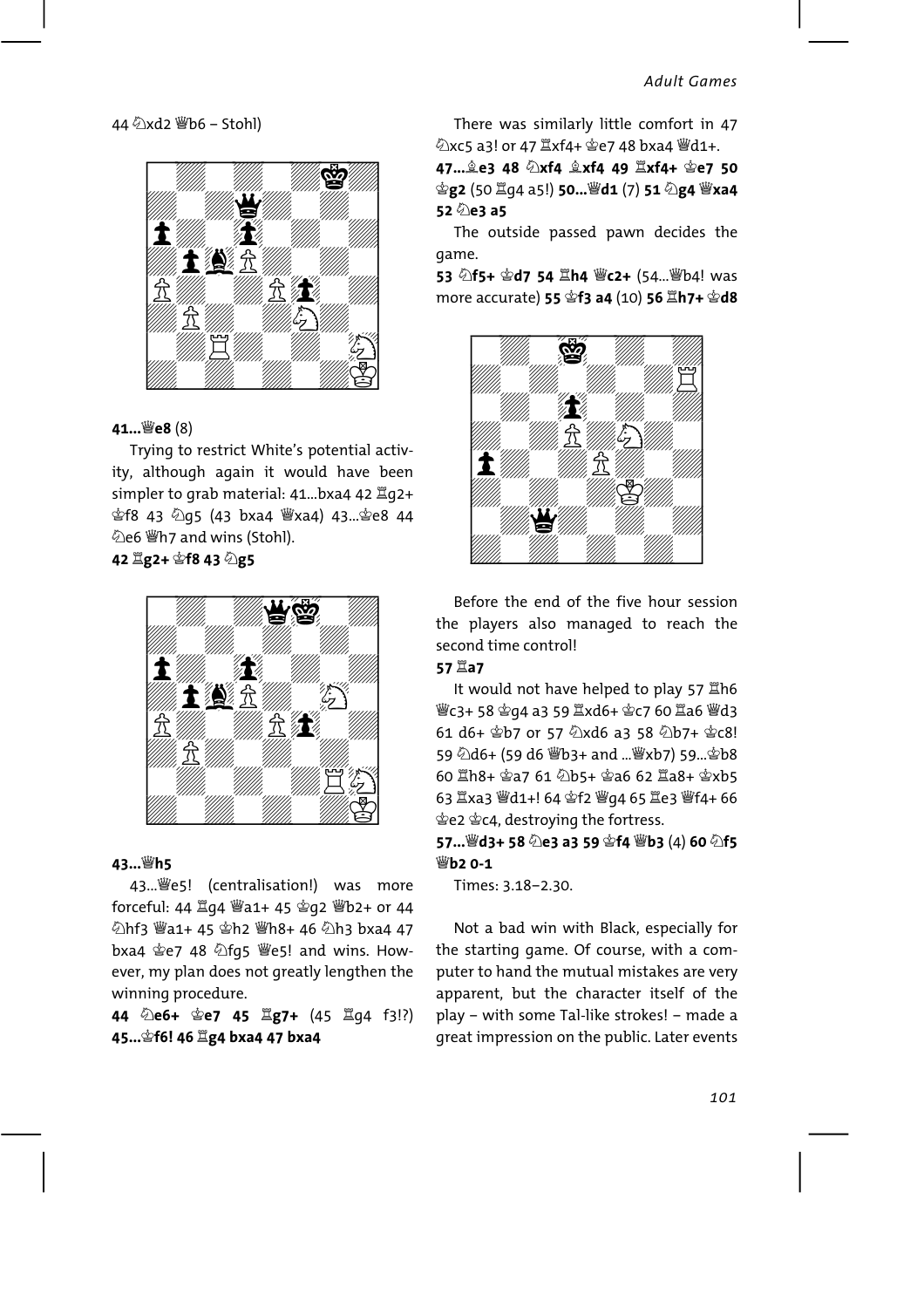44 ♘xd2 ♕b6 – Stohl)

**41...♕e8** (8)

Trying to restrict White's potential activity, although again it would have been simpler to grab material: 41...bxa4 42 ♖g2+ ♔f8 43 ♘g5 (43 bxa4 ♕xa4) 43...♔e8 44 ♘e6 ♕h7 and wins (Stohl).

**42 ♖g2+ ♔f8 43 ♘g5**

**43...♕h5**

43...♕e5! (centralisation!) was more forceful: 44 ♖g4 ♕a1+ 45 ♔g2 ♕b2+ or 44 ♘hf3 ♕a1+ 45 ♔h2 ♕h8+ 46 ♘h3 bxa4 47 bxa4 ♔e7 48 ♘fg5 ♕e5! and wins. However, my plan does not greatly lengthen the winning procedure.

**44 ♘e6+ ♔e7 45 ♖g7+** (45 ♖g4 f3!?) **45...♔f6! 46 ♖g4 bxa4 47 bxa4**

There was similarly little comfort in 47 ♘xc5 a3! or 47 ♖xf4+ ♔e7 48 bxa4 ♕d1+.

**47...♗e3 48 ♘xf4 ♗xf4 49 ♖xf4+ ♔e7 50 ♔g2** (50 ♖g4 a5!) **50...♕d1** (7) **51 ♘g4 ♕xa4 52 ♘e3 a5**

The outside passed pawn decides the game.

**53 ♘f5+ ♔d7 54 ♖h4 ♕c2+** (54...♕b4! was more accurate) **55 ♔f3 a4** (10) **56 ♖h7+ ♔d8**

Before the end of the five hour session the players also managed to reach the second time control!

**57 ♖a7**

It would not have helped to play 57 ♖h6 ♕c3+ 58 ♔g4 a3 59 ♖xd6+ ♔c7 60 ♖a6 ♕d3 61 d6+ ♔b7 or 57 ♘xd6 a3 58 ♘b7+ ♔c8! 59 ♘d6+ (59 d6 ♕b3+ and ...♕xb7) 59...♔b8 60 ♖h8+ ♔a7 61 ♘b5+ ♔a6 62 ♖a8+ ♔xb5 63 ♖xa3 ♕d1+! 64 ♔f2 ♕g4 65 ♖e3 ♕f4+ 66 ♔e2 ♔c4, destroying the fortress.

**57...♕d3+ 58 ♘e3 a3 59 ♔f4 ♕b3** (4) **60 ♘f5 ♕b2 0-1**

Times: 3.18–2.30.

Not a bad win with Black, especially for the starting game. Of course, with a computer to hand the mutual mistakes are very apparent, but the character itself of the play – with some Tal-like strokes! – made a great impression on the public. Later events